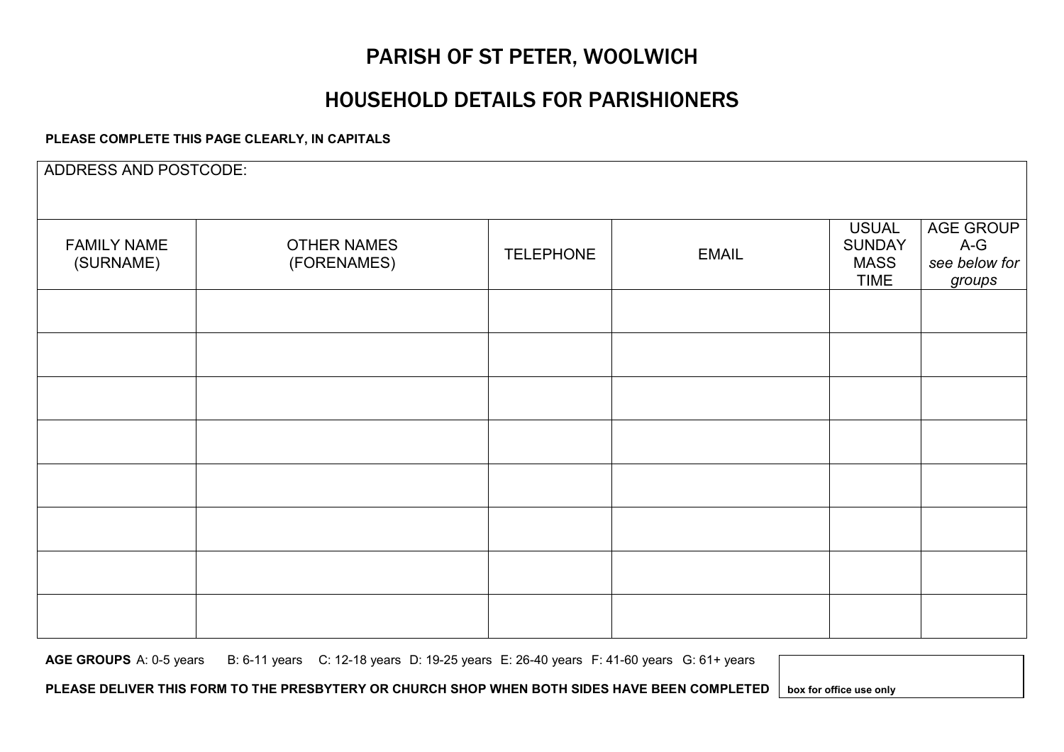# PARISH OF ST PETER, WOOLWICH

## HOUSEHOLD DETAILS FOR PARISHIONERS

**PLEASE COMPLETE THIS PAGE CLEARLY, IN CAPITALS**

ADDRESS AND POSTCODE:

| FAMILY NAME (SURNAME) | OTHER NAMES (FORENAMES) | TELEPHONE | EMAIL | USUAL SUNDAY MASS TIME | AGE GROUP A-G *see below for groups* |
| --- | --- | --- | --- | --- | --- |
| | | | | | |
| | | | | | |
| | | | | | |
| | | | | | |
| | | | | | |
| | | | | | |
| | | | | | |
| | | | | | |

**AGE GROUPS** A: 0-5 years B: 6-11 years C: 12-18 years D: 19-25 years E: 26-40 years F: 41-60 years G: 61+ years

**PLEASE DELIVER THIS FORM TO THE PRESBYTERY OR CHURCH SHOP WHEN BOTH SIDES HAVE BEEN COMPLETED**

**box for office use only**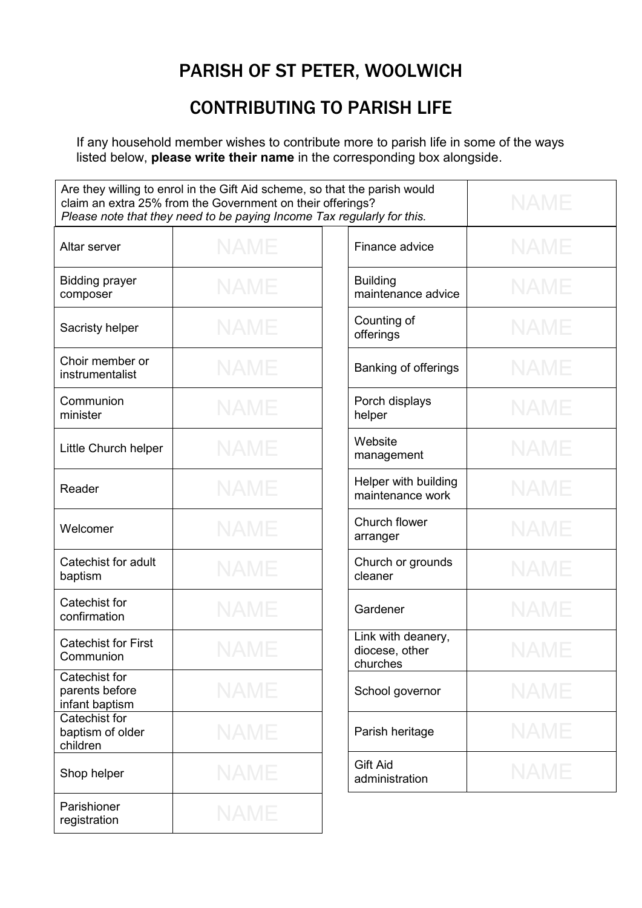# PARISH OF ST PETER, WOOLWICH

## CONTRIBUTING TO PARISH LIFE

If any household member wishes to contribute more to parish life in some of the ways listed below, **please write their name** in the corresponding box alongside.

| | |
|---|---|
| Are they willing to enrol in the Gift Aid scheme, so that the parish would claim an extra 25% from the Government on their offerings? *Please note that they need to be paying Income Tax regularly for this.* | NAME |

| | | | |
|---|---|---|---|
| Altar server | NAME | Finance advice | NAME |
| Bidding prayer composer | NAME | Building maintenance advice | NAME |
| Sacristy helper | NAME | Counting of offerings | NAME |
| Choir member or instrumentalist | NAME | Banking of offerings | NAME |
| Communion minister | NAME | Porch displays helper | NAME |
| Little Church helper | NAME | Website management | NAME |
| Reader | NAME | Helper with building maintenance work | NAME |
| Welcomer | NAME | Church flower arranger | NAME |
| Catechist for adult baptism | NAME | Church or grounds cleaner | NAME |
| Catechist for confirmation | NAME | Gardener | NAME |
| Catechist for First Communion | NAME | Link with deanery, diocese, other churches | NAME |
| Catechist for parents before infant baptism | NAME | School governor | NAME |
| Catechist for baptism of older children | NAME | Parish heritage | NAME |
| Shop helper | NAME | Gift Aid administration | NAME |
| Parishioner registration | NAME | | |